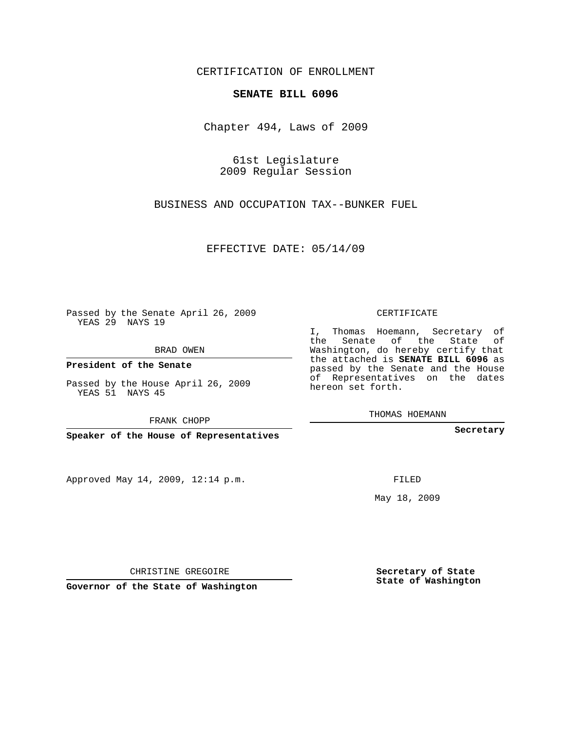CERTIFICATION OF ENROLLMENT

**SENATE BILL 6096**

Chapter 494, Laws of 2009

61st Legislature
2009 Regular Session

BUSINESS AND OCCUPATION TAX--BUNKER FUEL

EFFECTIVE DATE: 05/14/09

Passed by the Senate April 26, 2009
YEAS 29 NAYS 19

BRAD OWEN

**President of the Senate**

Passed by the House April 26, 2009
YEAS 51 NAYS 45

FRANK CHOPP

**Speaker of the House of Representatives**

CERTIFICATE

I, Thomas Hoemann, Secretary of the Senate of the State of Washington, do hereby certify that the attached is **SENATE BILL 6096** as passed by the Senate and the House of Representatives on the dates hereon set forth.

THOMAS HOEMANN

**Secretary**

Approved May 14, 2009, 12:14 p.m.

FILED

May 18, 2009

CHRISTINE GREGOIRE

**Governor of the State of Washington**

**Secretary of State**
**State of Washington**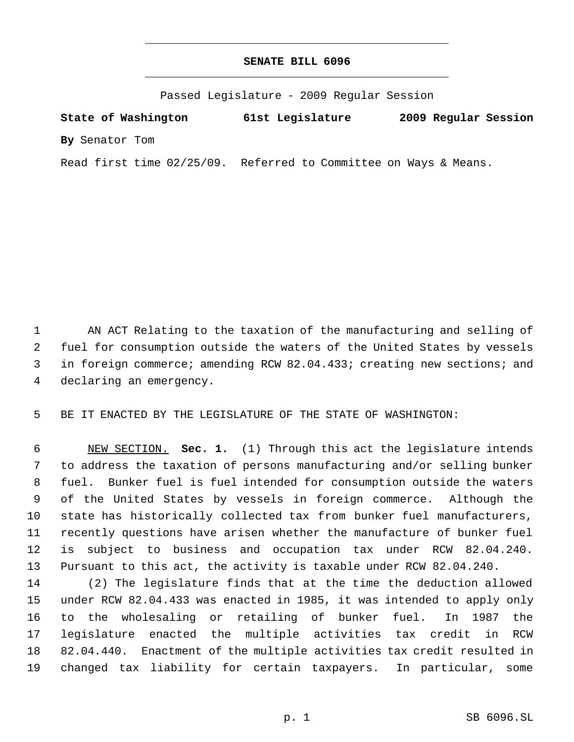**SENATE BILL 6096**

Passed Legislature - 2009 Regular Session

**State of Washington 61st Legislature 2009 Regular Session**

**By** Senator Tom

Read first time 02/25/09. Referred to Committee on Ways & Means.

AN ACT Relating to the taxation of the manufacturing and selling of fuel for consumption outside the waters of the United States by vessels in foreign commerce; amending RCW 82.04.433; creating new sections; and declaring an emergency.

BE IT ENACTED BY THE LEGISLATURE OF THE STATE OF WASHINGTON:

NEW SECTION. **Sec. 1.** (1) Through this act the legislature intends to address the taxation of persons manufacturing and/or selling bunker fuel. Bunker fuel is fuel intended for consumption outside the waters of the United States by vessels in foreign commerce. Although the state has historically collected tax from bunker fuel manufacturers, recently questions have arisen whether the manufacture of bunker fuel is subject to business and occupation tax under RCW 82.04.240. Pursuant to this act, the activity is taxable under RCW 82.04.240.

(2) The legislature finds that at the time the deduction allowed under RCW 82.04.433 was enacted in 1985, it was intended to apply only to the wholesaling or retailing of bunker fuel. In 1987 the legislature enacted the multiple activities tax credit in RCW 82.04.440. Enactment of the multiple activities tax credit resulted in changed tax liability for certain taxpayers. In particular, some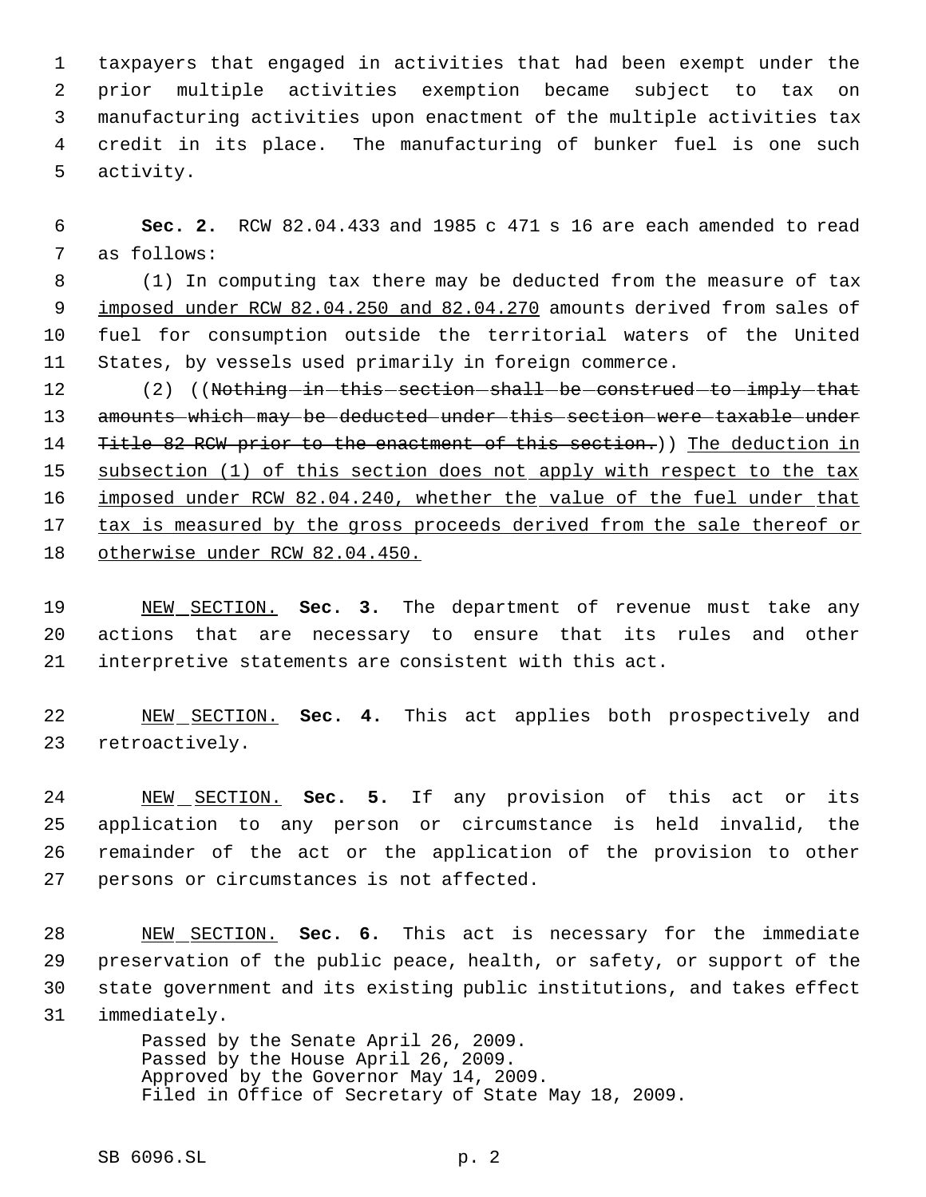taxpayers that engaged in activities that had been exempt under the prior multiple activities exemption became subject to tax on manufacturing activities upon enactment of the multiple activities tax credit in its place. The manufacturing of bunker fuel is one such activity.

**Sec. 2.** RCW 82.04.433 and 1985 c 471 s 16 are each amended to read as follows:

(1) In computing tax there may be deducted from the measure of tax imposed under RCW 82.04.250 and 82.04.270 amounts derived from sales of fuel for consumption outside the territorial waters of the United States, by vessels used primarily in foreign commerce.

(2) ((~~Nothing in this section shall be construed to imply that amounts which may be deducted under this section were taxable under Title 82 RCW prior to the enactment of this section.~~)) The deduction in subsection (1) of this section does not apply with respect to the tax imposed under RCW 82.04.240, whether the value of the fuel under that tax is measured by the gross proceeds derived from the sale thereof or otherwise under RCW 82.04.450.

NEW SECTION. **Sec. 3.** The department of revenue must take any actions that are necessary to ensure that its rules and other interpretive statements are consistent with this act.

NEW SECTION. **Sec. 4.** This act applies both prospectively and retroactively.

NEW SECTION. **Sec. 5.** If any provision of this act or its application to any person or circumstance is held invalid, the remainder of the act or the application of the provision to other persons or circumstances is not affected.

NEW SECTION. **Sec. 6.** This act is necessary for the immediate preservation of the public peace, health, or safety, or support of the state government and its existing public institutions, and takes effect immediately.

Passed by the Senate April 26, 2009.
Passed by the House April 26, 2009.
Approved by the Governor May 14, 2009.
Filed in Office of Secretary of State May 18, 2009.